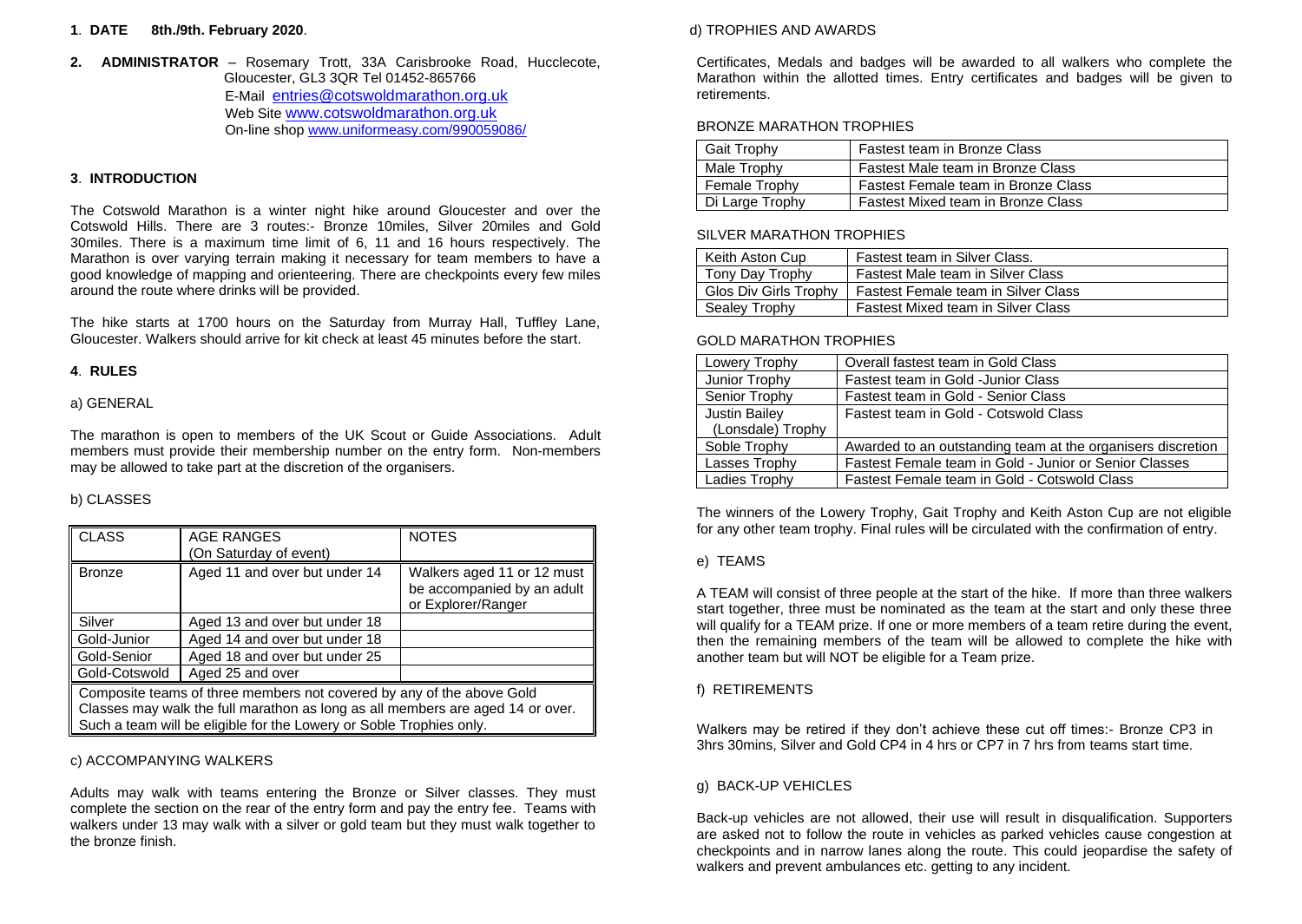**1**. **DATE 8th./9th. February 2020**.

**2. ADMINISTRATOR** – Rosemary Trott, 33A Carisbrooke Road, Hucclecote, Gloucester, GL3 3QR Tel 01452-865766
E-Mail entries@cotswoldmarathon.org.uk
Web Site www.cotswoldmarathon.org.uk
On-line shop www.uniformeasy.com/990059086/

## **3**. **INTRODUCTION**

The Cotswold Marathon is a winter night hike around Gloucester and over the Cotswold Hills. There are 3 routes:- Bronze 10miles, Silver 20miles and Gold 30miles. There is a maximum time limit of 6, 11 and 16 hours respectively. The Marathon is over varying terrain making it necessary for team members to have a good knowledge of mapping and orienteering. There are checkpoints every few miles around the route where drinks will be provided.

The hike starts at 1700 hours on the Saturday from Murray Hall, Tuffley Lane, Gloucester. Walkers should arrive for kit check at least 45 minutes before the start.

## **4**. **RULES**

### a) GENERAL

The marathon is open to members of the UK Scout or Guide Associations. Adult members must provide their membership number on the entry form. Non-members may be allowed to take part at the discretion of the organisers.

### b) CLASSES

| CLASS | AGE RANGES (On Saturday of event) | NOTES |
|---|---|---|
| Bronze | Aged 11 and over but under 14 | Walkers aged 11 or 12 must be accompanied by an adult or Explorer/Ranger |
| Silver | Aged 13 and over but under 18 | |
| Gold-Junior | Aged 14 and over but under 18 | |
| Gold-Senior | Aged 18 and over but under 25 | |
| Gold-Cotswold | Aged 25 and over | |
| Composite teams of three members not covered by any of the above Gold Classes may walk the full marathon as long as all members are aged 14 or over. Such a team will be eligible for the Lowery or Soble Trophies only. | | |

### c) ACCOMPANYING WALKERS

Adults may walk with teams entering the Bronze or Silver classes. They must complete the section on the rear of the entry form and pay the entry fee. Teams with walkers under 13 may walk with a silver or gold team but they must walk together to the bronze finish.

### d) TROPHIES AND AWARDS

Certificates, Medals and badges will be awarded to all walkers who complete the Marathon within the allotted times. Entry certificates and badges will be given to retirements.

BRONZE MARATHON TROPHIES

| | |
|---|---|
| Gait Trophy | Fastest team in Bronze Class |
| Male Trophy | Fastest Male team in Bronze Class |
| Female Trophy | Fastest Female team in Bronze Class |
| Di Large Trophy | Fastest Mixed team in Bronze Class |

SILVER MARATHON TROPHIES

| | |
|---|---|
| Keith Aston Cup | Fastest team in Silver Class. |
| Tony Day Trophy | Fastest Male team in Silver Class |
| Glos Div Girls Trophy | Fastest Female team in Silver Class |
| Sealey Trophy | Fastest Mixed team in Silver Class |

GOLD MARATHON TROPHIES

| | |
|---|---|
| Lowery Trophy | Overall fastest team in Gold Class |
| Junior Trophy | Fastest team in Gold -Junior Class |
| Senior Trophy | Fastest team in Gold - Senior Class |
| Justin Bailey (Lonsdale) Trophy | Fastest team in Gold - Cotswold Class |
| Soble Trophy | Awarded to an outstanding team at the organisers discretion |
| Lasses Trophy | Fastest Female team in Gold - Junior or Senior Classes |
| Ladies Trophy | Fastest Female team in Gold - Cotswold Class |

The winners of the Lowery Trophy, Gait Trophy and Keith Aston Cup are not eligible for any other team trophy. Final rules will be circulated with the confirmation of entry.

### e) TEAMS

A TEAM will consist of three people at the start of the hike. If more than three walkers start together, three must be nominated as the team at the start and only these three will qualify for a TEAM prize. If one or more members of a team retire during the event, then the remaining members of the team will be allowed to complete the hike with another team but will NOT be eligible for a Team prize.

### f) RETIREMENTS

Walkers may be retired if they don't achieve these cut off times:- Bronze CP3 in 3hrs 30mins, Silver and Gold CP4 in 4 hrs or CP7 in 7 hrs from teams start time.

### g) BACK-UP VEHICLES

Back-up vehicles are not allowed, their use will result in disqualification. Supporters are asked not to follow the route in vehicles as parked vehicles cause congestion at checkpoints and in narrow lanes along the route. This could jeopardise the safety of walkers and prevent ambulances etc. getting to any incident.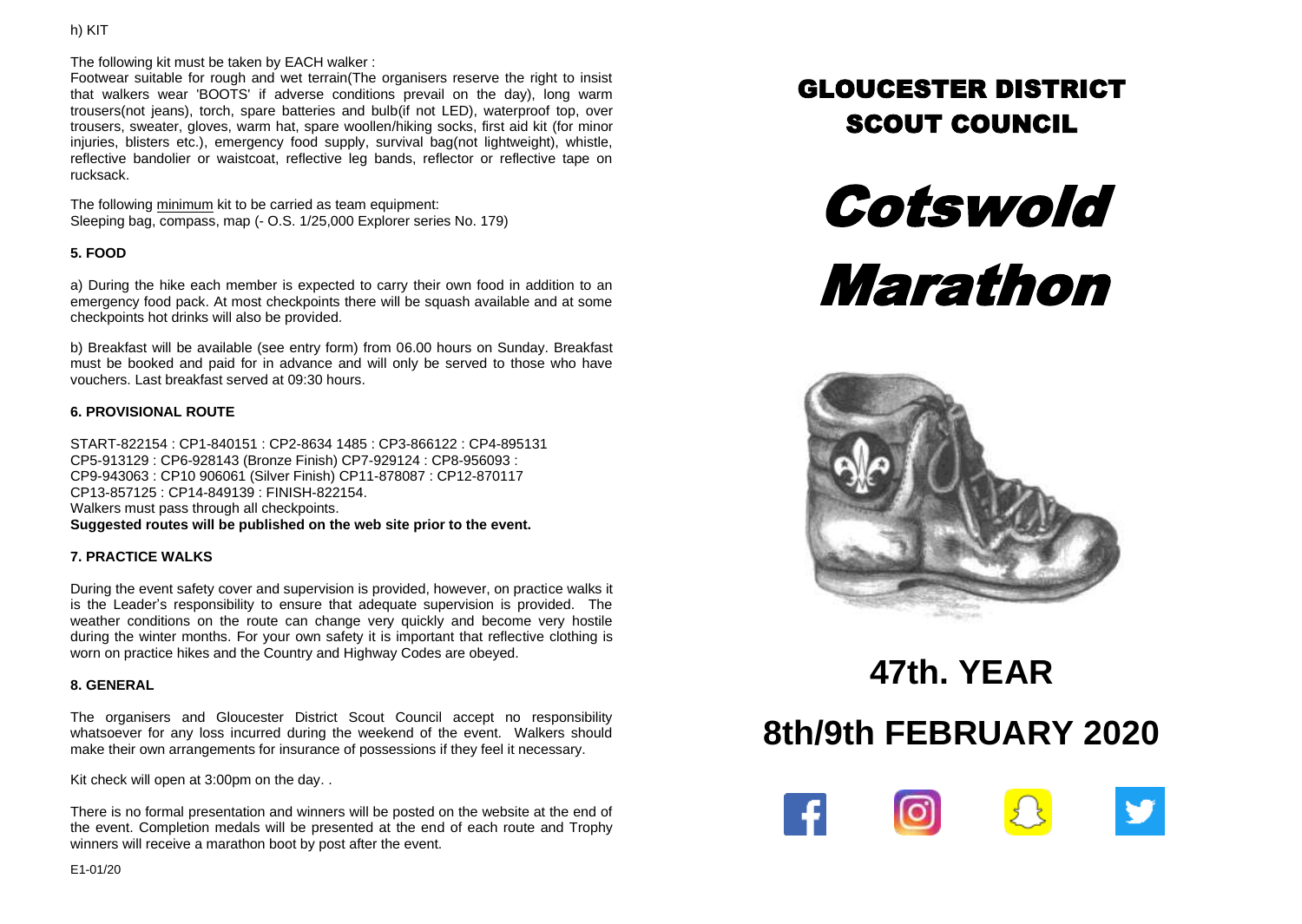h) KIT

The following kit must be taken by EACH walker :

Footwear suitable for rough and wet terrain(The organisers reserve the right to insist that walkers wear 'BOOTS' if adverse conditions prevail on the day), long warm trousers(not jeans), torch, spare batteries and bulb(if not LED), waterproof top, over trousers, sweater, gloves, warm hat, spare woollen/hiking socks, first aid kit (for minor injuries, blisters etc.), emergency food supply, survival bag(not lightweight), whistle, reflective bandolier or waistcoat, reflective leg bands, reflector or reflective tape on rucksack.

The following minimum kit to be carried as team equipment:
Sleeping bag, compass, map (- O.S. 1/25,000 Explorer series No. 179)

**5. FOOD**

a) During the hike each member is expected to carry their own food in addition to an emergency food pack. At most checkpoints there will be squash available and at some checkpoints hot drinks will also be provided.

b) Breakfast will be available (see entry form) from 06.00 hours on Sunday. Breakfast must be booked and paid for in advance and will only be served to those who have vouchers. Last breakfast served at 09:30 hours.

**6. PROVISIONAL ROUTE**

START-822154 : CP1-840151 : CP2-8634 1485 : CP3-866122 : CP4-895131
CP5-913129 : CP6-928143 (Bronze Finish) CP7-929124 : CP8-956093 :
CP9-943063 : CP10 906061 (Silver Finish) CP11-878087 : CP12-870117
CP13-857125 : CP14-849139 : FINISH-822154.
Walkers must pass through all checkpoints.
**Suggested routes will be published on the web site prior to the event.**

**7. PRACTICE WALKS**

During the event safety cover and supervision is provided, however, on practice walks it is the Leader's responsibility to ensure that adequate supervision is provided. The weather conditions on the route can change very quickly and become very hostile during the winter months. For your own safety it is important that reflective clothing is worn on practice hikes and the Country and Highway Codes are obeyed.

**8. GENERAL**

The organisers and Gloucester District Scout Council accept no responsibility whatsoever for any loss incurred during the weekend of the event. Walkers should make their own arrangements for insurance of possessions if they feel it necessary.

Kit check will open at 3:00pm on the day. .

There is no formal presentation and winners will be posted on the website at the end of the event. Completion medals will be presented at the end of each route and Trophy winners will receive a marathon boot by post after the event.

E1-01/20

# GLOUCESTER DISTRICT SCOUT COUNCIL

# Cotswold Marathon

## 47th. YEAR

## 8th/9th FEBRUARY 2020